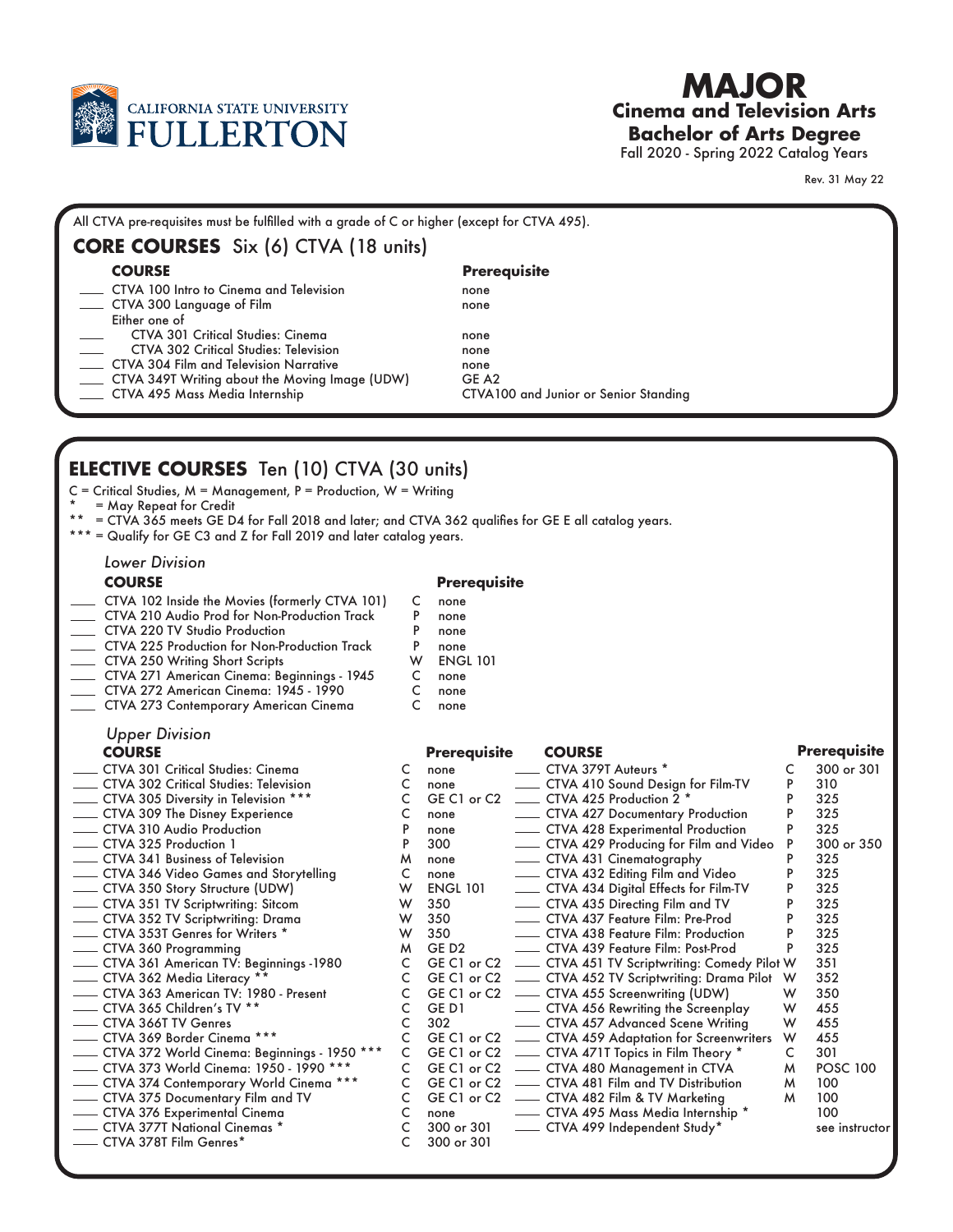CALIFORNIA STATE UNIVERSITY
FULLERTON

# MAJOR
## Cinema and Television Arts
## Bachelor of Arts Degree
Fall 2020 - Spring 2022 Catalog Years

Rev. 31 May 22

All CTVA pre-requisites must be fulfilled with a grade of C or higher (except for CTVA 495).

## CORE COURSES Six (6) CTVA (18 units)

| COURSE | Prerequisite |
|---|---|
| ___ CTVA 100 Intro to Cinema and Television | none |
| ___ CTVA 300 Language of Film | none |
| Either one of | |
| ___ CTVA 301 Critical Studies: Cinema | none |
| ___ CTVA 302 Critical Studies: Television | none |
| ___ CTVA 304 Film and Television Narrative | none |
| ___ CTVA 349T Writing about the Moving Image (UDW) | GE A2 |
| ___ CTVA 495 Mass Media Internship | CTVA100 and Junior or Senior Standing |

## ELECTIVE COURSES Ten (10) CTVA (30 units)

C = Critical Studies, M = Management, P = Production, W = Writing
\* = May Repeat for Credit
\*\* = CTVA 365 meets GE D4 for Fall 2018 and later; and CTVA 362 qualifies for GE E all catalog years.
\*\*\* = Qualify for GE C3 and Z for Fall 2019 and later catalog years.

### *Lower Division*

| COURSE | | Prerequisite |
|---|---|---|
| ___ CTVA 102 Inside the Movies (formerly CTVA 101) | C | none |
| ___ CTVA 210 Audio Prod for Non-Production Track | P | none |
| ___ CTVA 220 TV Studio Production | P | none |
| ___ CTVA 225 Production for Non-Production Track | P | none |
| ___ CTVA 250 Writing Short Scripts | W | ENGL 101 |
| ___ CTVA 271 American Cinema: Beginnings - 1945 | C | none |
| ___ CTVA 272 American Cinema: 1945 - 1990 | C | none |
| ___ CTVA 273 Contemporary American Cinema | C | none |

### *Upper Division*

| COURSE | | Prerequisite |
|---|---|---|
| ___ CTVA 301 Critical Studies: Cinema | C | none |
| ___ CTVA 302 Critical Studies: Television | C | none |
| ___ CTVA 305 Diversity in Television *** | C | GE C1 or C2 |
| ___ CTVA 309 The Disney Experience | C | none |
| ___ CTVA 310 Audio Production | P | none |
| ___ CTVA 325 Production 1 | P | 300 |
| ___ CTVA 341 Business of Television | M | none |
| ___ CTVA 346 Video Games and Storytelling | C | none |
| ___ CTVA 350 Story Structure (UDW) | W | ENGL 101 |
| ___ CTVA 351 TV Scriptwriting: Sitcom | W | 350 |
| ___ CTVA 352 TV Scriptwriting: Drama | W | 350 |
| ___ CTVA 353T Genres for Writers * | W | 350 |
| ___ CTVA 360 Programming | M | GE D2 |
| ___ CTVA 361 American TV: Beginnings -1980 | C | GE C1 or C2 |
| ___ CTVA 362 Media Literacy ** | C | GE C1 or C2 |
| ___ CTVA 363 American TV: 1980 - Present | C | GE C1 or C2 |
| ___ CTVA 365 Children's TV ** | C | GE D1 |
| ___ CTVA 366T TV Genres | C | 302 |
| ___ CTVA 369 Border Cinema *** | C | GE C1 or C2 |
| ___ CTVA 372 World Cinema: Beginnings - 1950 *** | C | GE C1 or C2 |
| ___ CTVA 373 World Cinema: 1950 - 1990 *** | C | GE C1 or C2 |
| ___ CTVA 374 Contemporary World Cinema *** | C | GE C1 or C2 |
| ___ CTVA 375 Documentary Film and TV | C | GE C1 or C2 |
| ___ CTVA 376 Experimental Cinema | C | none |
| ___ CTVA 377T National Cinemas * | C | 300 or 301 |
| ___ CTVA 378T Film Genres* | C | 300 or 301 |
| ___ CTVA 379T Auteurs * | C | 300 or 301 |
| ___ CTVA 410 Sound Design for Film-TV | P | 310 |
| ___ CTVA 425 Production 2 * | P | 325 |
| ___ CTVA 427 Documentary Production | P | 325 |
| ___ CTVA 428 Experimental Production | P | 325 |
| ___ CTVA 429 Producing for Film and Video | P | 300 or 350 |
| ___ CTVA 431 Cinematography | P | 325 |
| ___ CTVA 432 Editing Film and Video | P | 325 |
| ___ CTVA 434 Digital Effects for Film-TV | P | 325 |
| ___ CTVA 435 Directing Film and TV | P | 325 |
| ___ CTVA 437 Feature Film: Pre-Prod | P | 325 |
| ___ CTVA 438 Feature Film: Production | P | 325 |
| ___ CTVA 439 Feature Film: Post-Prod | P | 325 |
| ___ CTVA 451 TV Scriptwriting: Comedy Pilot | W | 351 |
| ___ CTVA 452 TV Scriptwriting: Drama Pilot | W | 352 |
| ___ CTVA 455 Screenwriting (UDW) | W | 350 |
| ___ CTVA 456 Rewriting the Screenplay | W | 455 |
| ___ CTVA 457 Advanced Scene Writing | W | 455 |
| ___ CTVA 459 Adaptation for Screenwriters | W | 455 |
| ___ CTVA 471T Topics in Film Theory * | C | 301 |
| ___ CTVA 480 Management in CTVA | M | POSC 100 |
| ___ CTVA 481 Film and TV Distribution | M | 100 |
| ___ CTVA 482 Film & TV Marketing | M | 100 |
| ___ CTVA 495 Mass Media Internship * | P | 100 |
| ___ CTVA 499 Independent Study* | | see instructor |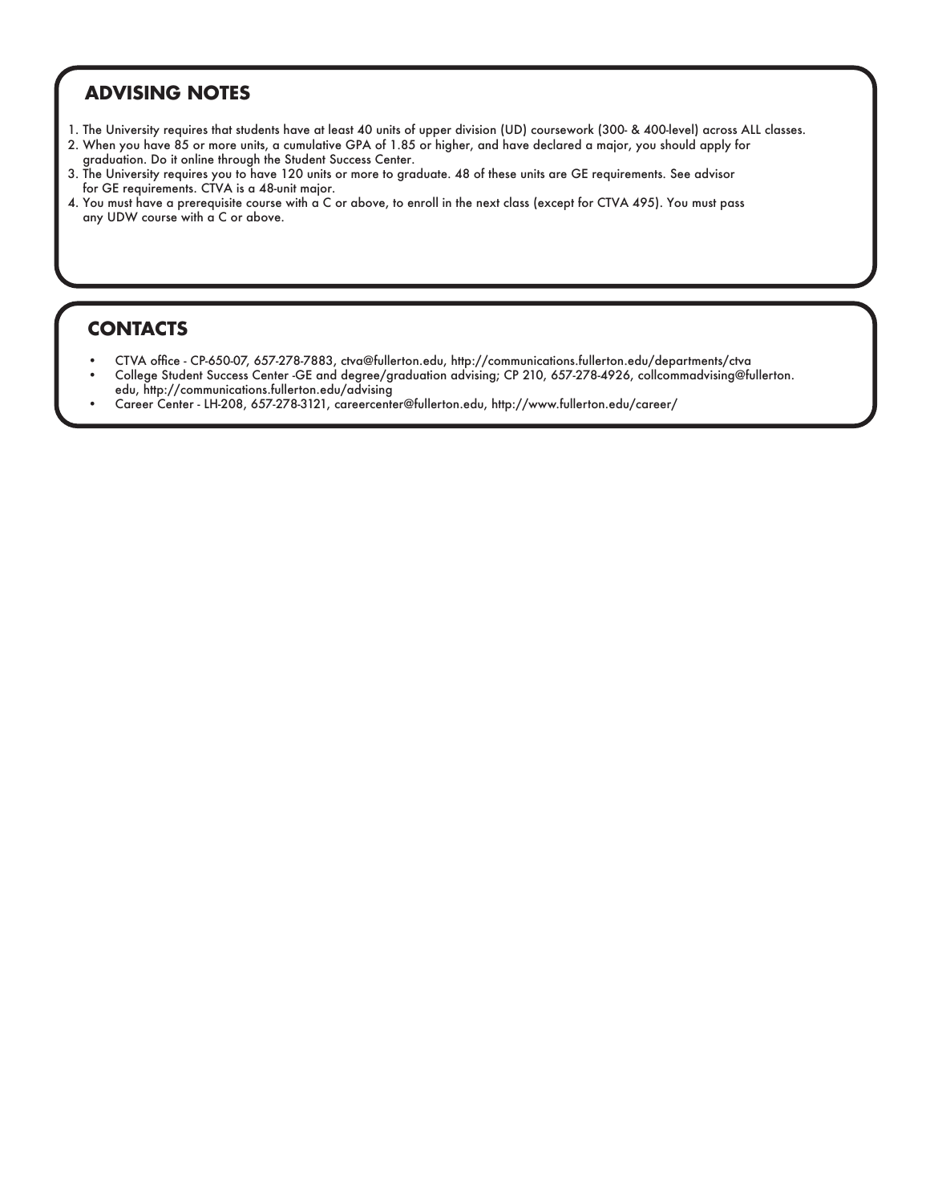## ADVISING NOTES

1. The University requires that students have at least 40 units of upper division (UD) coursework (300- & 400-level) across ALL classes.
2. When you have 85 or more units, a cumulative GPA of 1.85 or higher, and have declared a major, you should apply for graduation. Do it online through the Student Success Center.
3. The University requires you to have 120 units or more to graduate. 48 of these units are GE requirements. See advisor for GE requirements. CTVA is a 48-unit major.
4. You must have a prerequisite course with a C or above, to enroll in the next class (except for CTVA 495). You must pass any UDW course with a C or above.

## CONTACTS

- CTVA office - CP-650-07, 657-278-7883, ctva@fullerton.edu, http://communications.fullerton.edu/departments/ctva
- College Student Success Center -GE and degree/graduation advising; CP 210, 657-278-4926, collcommadvising@fullerton.edu, http://communications.fullerton.edu/advising
- Career Center - LH-208, 657-278-3121, careercenter@fullerton.edu, http://www.fullerton.edu/career/